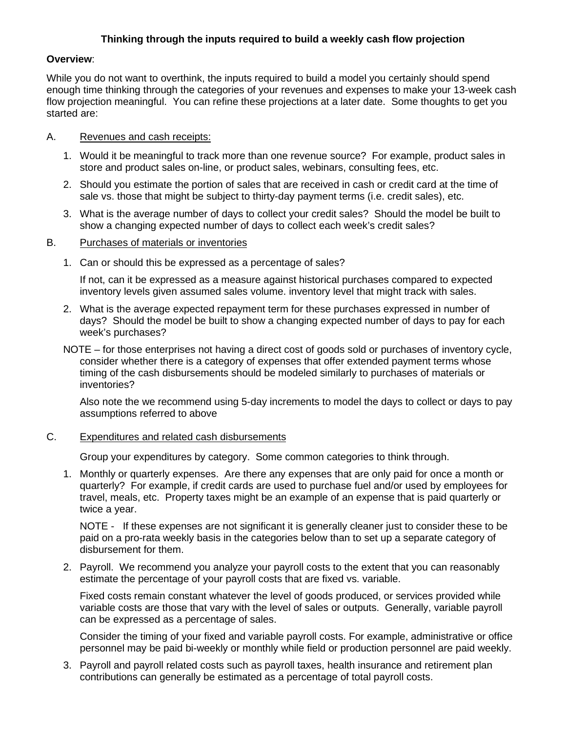**Thinking through the inputs required to build a weekly cash flow projection**

**Overview**:

While you do not want to overthink, the inputs required to build a model you certainly should spend enough time thinking through the categories of your revenues and expenses to make your 13-week cash flow projection meaningful. You can refine these projections at a later date. Some thoughts to get you started are:

A. Revenues and cash receipts:

1. Would it be meaningful to track more than one revenue source? For example, product sales in store and product sales on-line, or product sales, webinars, consulting fees, etc.
2. Should you estimate the portion of sales that are received in cash or credit card at the time of sale vs. those that might be subject to thirty-day payment terms (i.e. credit sales), etc.
3. What is the average number of days to collect your credit sales? Should the model be built to show a changing expected number of days to collect each week's credit sales?

B. Purchases of materials or inventories

1. Can or should this be expressed as a percentage of sales?

   If not, can it be expressed as a measure against historical purchases compared to expected inventory levels given assumed sales volume. inventory level that might track with sales.

2. What is the average expected repayment term for these purchases expressed in number of days? Should the model be built to show a changing expected number of days to pay for each week's purchases?

NOTE – for those enterprises not having a direct cost of goods sold or purchases of inventory cycle, consider whether there is a category of expenses that offer extended payment terms whose timing of the cash disbursements should be modeled similarly to purchases of materials or inventories?

Also note the we recommend using 5-day increments to model the days to collect or days to pay assumptions referred to above

C. Expenditures and related cash disbursements

Group your expenditures by category. Some common categories to think through.

1. Monthly or quarterly expenses. Are there any expenses that are only paid for once a month or quarterly? For example, if credit cards are used to purchase fuel and/or used by employees for travel, meals, etc. Property taxes might be an example of an expense that is paid quarterly or twice a year.

   NOTE - If these expenses are not significant it is generally cleaner just to consider these to be paid on a pro-rata weekly basis in the categories below than to set up a separate category of disbursement for them.

2. Payroll. We recommend you analyze your payroll costs to the extent that you can reasonably estimate the percentage of your payroll costs that are fixed vs. variable.

   Fixed costs remain constant whatever the level of goods produced, or services provided while variable costs are those that vary with the level of sales or outputs. Generally, variable payroll can be expressed as a percentage of sales.

   Consider the timing of your fixed and variable payroll costs. For example, administrative or office personnel may be paid bi-weekly or monthly while field or production personnel are paid weekly.

3. Payroll and payroll related costs such as payroll taxes, health insurance and retirement plan contributions can generally be estimated as a percentage of total payroll costs.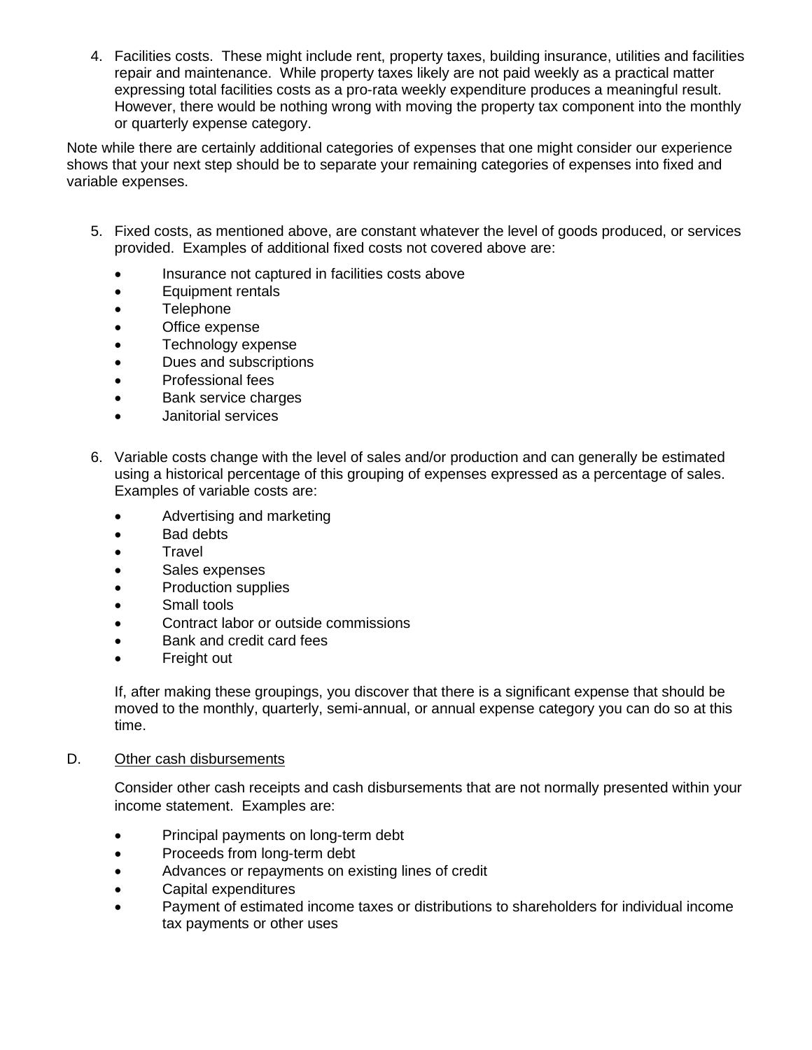4. Facilities costs. These might include rent, property taxes, building insurance, utilities and facilities repair and maintenance. While property taxes likely are not paid weekly as a practical matter expressing total facilities costs as a pro-rata weekly expenditure produces a meaningful result. However, there would be nothing wrong with moving the property tax component into the monthly or quarterly expense category.

Note while there are certainly additional categories of expenses that one might consider our experience shows that your next step should be to separate your remaining categories of expenses into fixed and variable expenses.

5. Fixed costs, as mentioned above, are constant whatever the level of goods produced, or services provided. Examples of additional fixed costs not covered above are:

   - Insurance not captured in facilities costs above
   - Equipment rentals
   - Telephone
   - Office expense
   - Technology expense
   - Dues and subscriptions
   - Professional fees
   - Bank service charges
   - Janitorial services

6. Variable costs change with the level of sales and/or production and can generally be estimated using a historical percentage of this grouping of expenses expressed as a percentage of sales. Examples of variable costs are:

   - Advertising and marketing
   - Bad debts
   - Travel
   - Sales expenses
   - Production supplies
   - Small tools
   - Contract labor or outside commissions
   - Bank and credit card fees
   - Freight out

   If, after making these groupings, you discover that there is a significant expense that should be moved to the monthly, quarterly, semi-annual, or annual expense category you can do so at this time.

D. Other cash disbursements

Consider other cash receipts and cash disbursements that are not normally presented within your income statement. Examples are:

- Principal payments on long-term debt
- Proceeds from long-term debt
- Advances or repayments on existing lines of credit
- Capital expenditures
- Payment of estimated income taxes or distributions to shareholders for individual income tax payments or other uses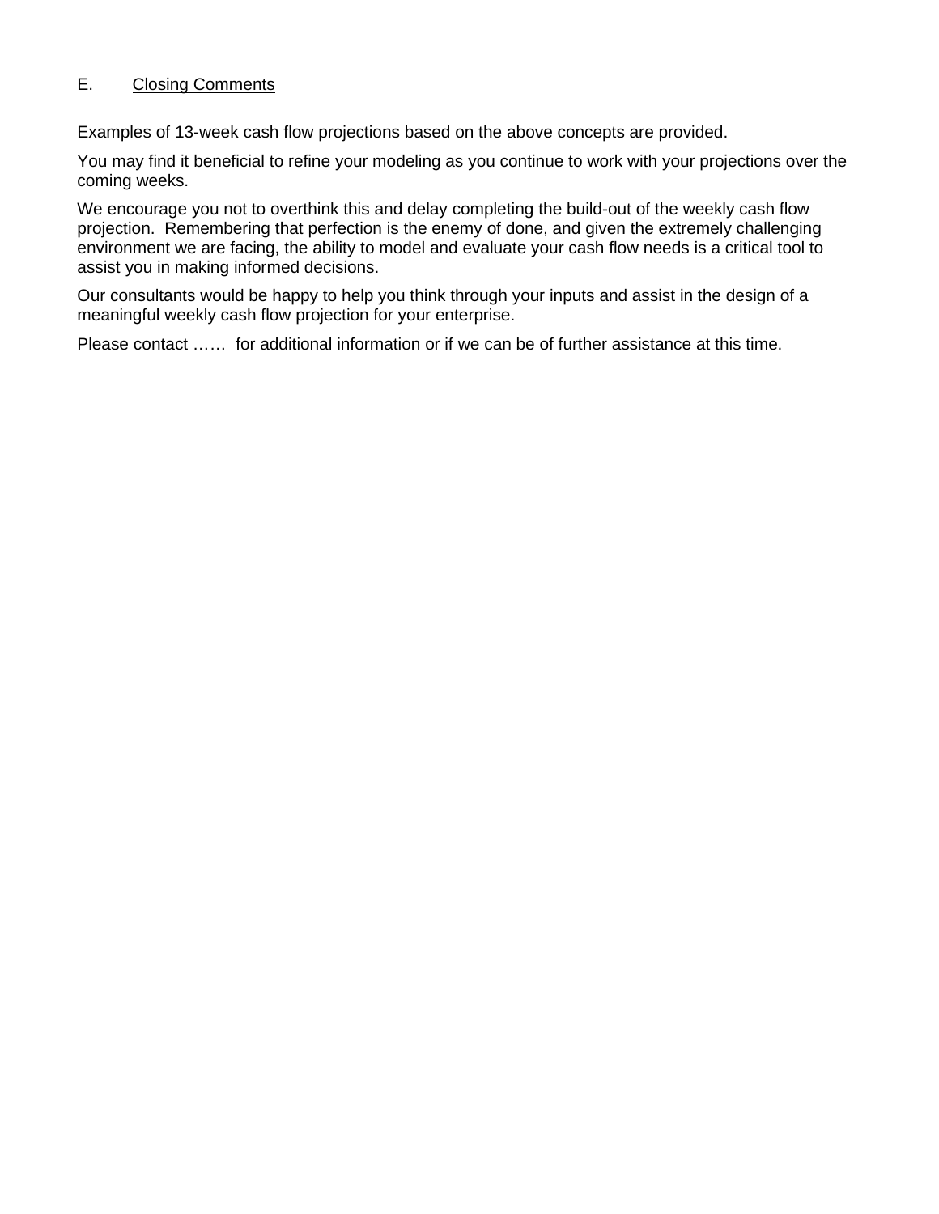## E. Closing Comments

Examples of 13-week cash flow projections based on the above concepts are provided.

You may find it beneficial to refine your modeling as you continue to work with your projections over the coming weeks.

We encourage you not to overthink this and delay completing the build-out of the weekly cash flow projection. Remembering that perfection is the enemy of done, and given the extremely challenging environment we are facing, the ability to model and evaluate your cash flow needs is a critical tool to assist you in making informed decisions.

Our consultants would be happy to help you think through your inputs and assist in the design of a meaningful weekly cash flow projection for your enterprise.

Please contact …… for additional information or if we can be of further assistance at this time.